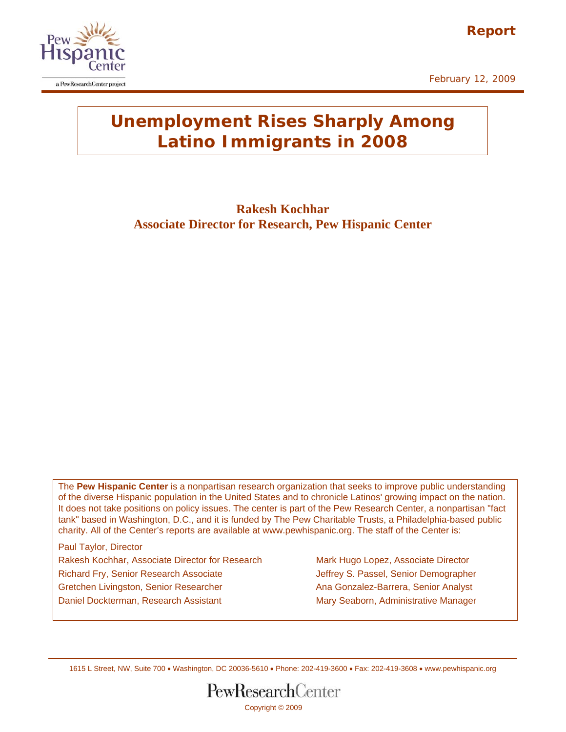Report

February 12, 2009

# Unemployment Rises Sharply Among Latino Immigrants in 2008

**Rakesh Kochhar**
**Associate Director for Research, Pew Hispanic Center**

The **Pew Hispanic Center** is a nonpartisan research organization that seeks to improve public understanding of the diverse Hispanic population in the United States and to chronicle Latinos' growing impact on the nation. It does not take positions on policy issues. The center is part of the Pew Research Center, a nonpartisan "fact tank" based in Washington, D.C., and it is funded by The Pew Charitable Trusts, a Philadelphia-based public charity. All of the Center's reports are available at www.pewhispanic.org. The staff of the Center is:

Paul Taylor, Director

Rakesh Kochhar, Associate Director for Research
Mark Hugo Lopez, Associate Director
Richard Fry, Senior Research Associate
Jeffrey S. Passel, Senior Demographer
Gretchen Livingston, Senior Researcher
Ana Gonzalez-Barrera, Senior Analyst
Daniel Dockterman, Research Assistant
Mary Seaborn, Administrative Manager

1615 L Street, NW, Suite 700 • Washington, DC 20036-5610 • Phone: 202-419-3600 • Fax: 202-419-3608 • www.pewhispanic.org

Copyright © 2009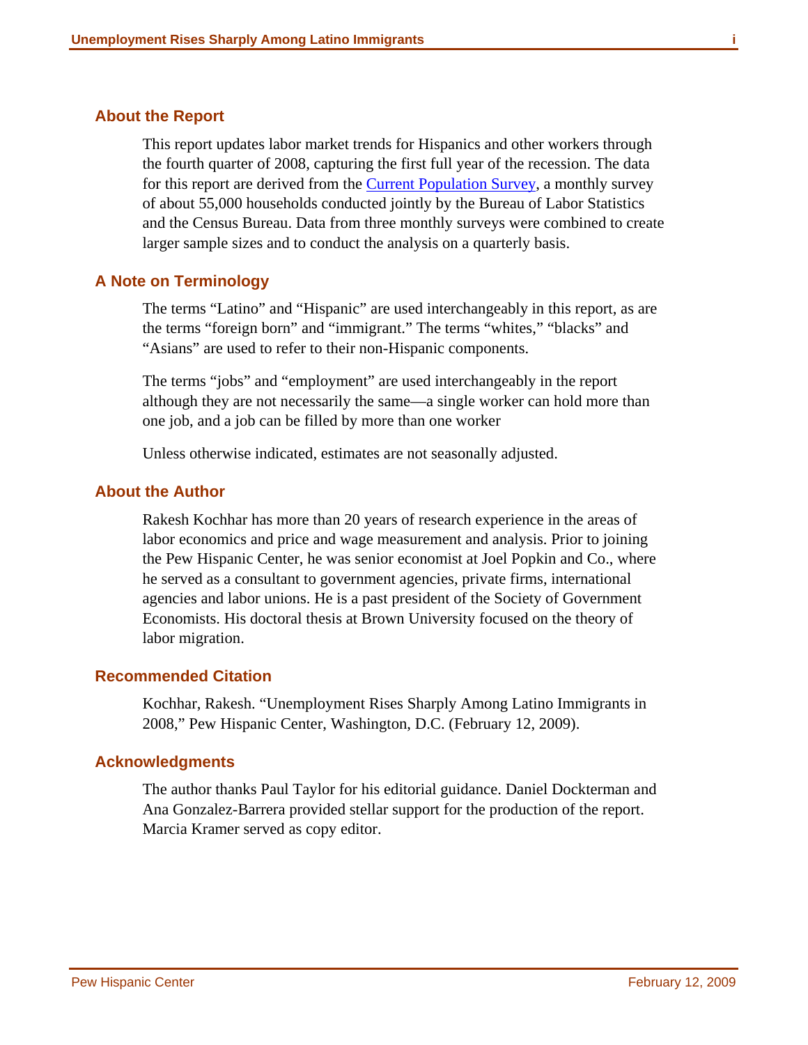## About the Report

This report updates labor market trends for Hispanics and other workers through the fourth quarter of 2008, capturing the first full year of the recession. The data for this report are derived from the [Current Population Survey](), a monthly survey of about 55,000 households conducted jointly by the Bureau of Labor Statistics and the Census Bureau. Data from three monthly surveys were combined to create larger sample sizes and to conduct the analysis on a quarterly basis.

## A Note on Terminology

The terms "Latino" and "Hispanic" are used interchangeably in this report, as are the terms "foreign born" and "immigrant." The terms "whites," "blacks" and "Asians" are used to refer to their non-Hispanic components.

The terms "jobs" and "employment" are used interchangeably in the report although they are not necessarily the same—a single worker can hold more than one job, and a job can be filled by more than one worker

Unless otherwise indicated, estimates are not seasonally adjusted.

## About the Author

Rakesh Kochhar has more than 20 years of research experience in the areas of labor economics and price and wage measurement and analysis. Prior to joining the Pew Hispanic Center, he was senior economist at Joel Popkin and Co., where he served as a consultant to government agencies, private firms, international agencies and labor unions. He is a past president of the Society of Government Economists. His doctoral thesis at Brown University focused on the theory of labor migration.

## Recommended Citation

Kochhar, Rakesh. "Unemployment Rises Sharply Among Latino Immigrants in 2008," Pew Hispanic Center, Washington, D.C. (February 12, 2009).

## Acknowledgments

The author thanks Paul Taylor for his editorial guidance. Daniel Dockterman and Ana Gonzalez-Barrera provided stellar support for the production of the report. Marcia Kramer served as copy editor.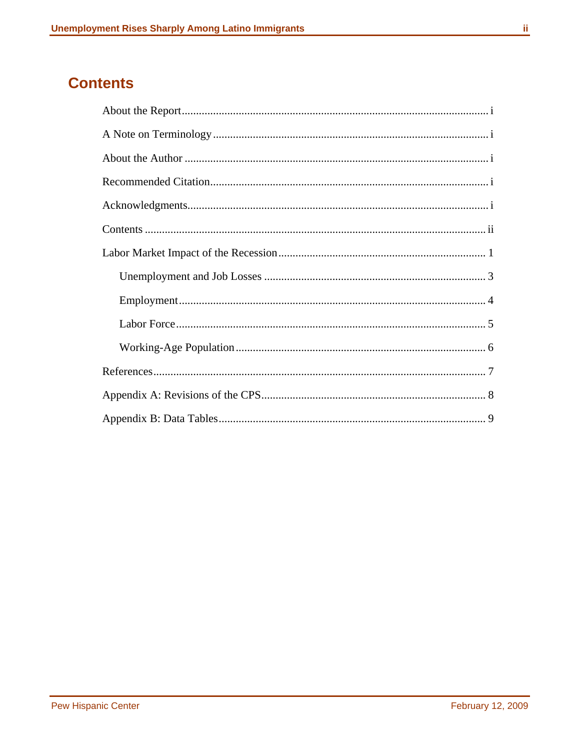# Contents

About the Report ........................................................ i

A Note on Terminology ........................................................ i

About the Author ........................................................ i

Recommended Citation ........................................................ i

Acknowledgments ........................................................ i

Contents ........................................................ ii

Labor Market Impact of the Recession ........................................................ 1

- Unemployment and Job Losses ........................................................ 3
- Employment ........................................................ 4
- Labor Force ........................................................ 5
- Working-Age Population ........................................................ 6

References ........................................................ 7

Appendix A: Revisions of the CPS ........................................................ 8

Appendix B: Data Tables ........................................................ 9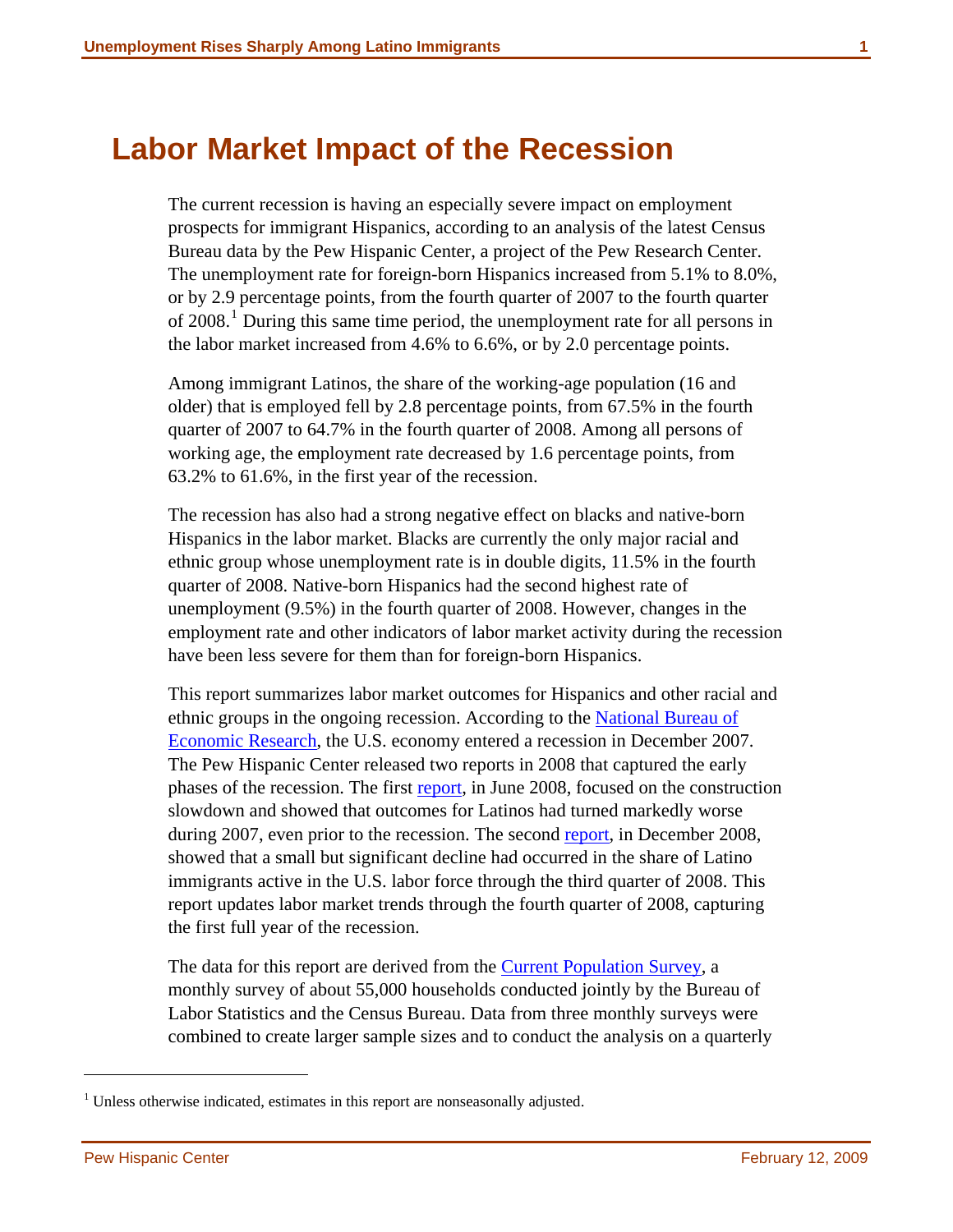# Labor Market Impact of the Recession

The current recession is having an especially severe impact on employment prospects for immigrant Hispanics, according to an analysis of the latest Census Bureau data by the Pew Hispanic Center, a project of the Pew Research Center. The unemployment rate for foreign-born Hispanics increased from 5.1% to 8.0%, or by 2.9 percentage points, from the fourth quarter of 2007 to the fourth quarter of 2008.[1] During this same time period, the unemployment rate for all persons in the labor market increased from 4.6% to 6.6%, or by 2.0 percentage points.

Among immigrant Latinos, the share of the working-age population (16 and older) that is employed fell by 2.8 percentage points, from 67.5% in the fourth quarter of 2007 to 64.7% in the fourth quarter of 2008. Among all persons of working age, the employment rate decreased by 1.6 percentage points, from 63.2% to 61.6%, in the first year of the recession.

The recession has also had a strong negative effect on blacks and native-born Hispanics in the labor market. Blacks are currently the only major racial and ethnic group whose unemployment rate is in double digits, 11.5% in the fourth quarter of 2008. Native-born Hispanics had the second highest rate of unemployment (9.5%) in the fourth quarter of 2008. However, changes in the employment rate and other indicators of labor market activity during the recession have been less severe for them than for foreign-born Hispanics.

This report summarizes labor market outcomes for Hispanics and other racial and ethnic groups in the ongoing recession. According to the National Bureau of Economic Research, the U.S. economy entered a recession in December 2007. The Pew Hispanic Center released two reports in 2008 that captured the early phases of the recession. The first report, in June 2008, focused on the construction slowdown and showed that outcomes for Latinos had turned markedly worse during 2007, even prior to the recession. The second report, in December 2008, showed that a small but significant decline had occurred in the share of Latino immigrants active in the U.S. labor force through the third quarter of 2008. This report updates labor market trends through the fourth quarter of 2008, capturing the first full year of the recession.

The data for this report are derived from the Current Population Survey, a monthly survey of about 55,000 households conducted jointly by the Bureau of Labor Statistics and the Census Bureau. Data from three monthly surveys were combined to create larger sample sizes and to conduct the analysis on a quarterly

[1] Unless otherwise indicated, estimates in this report are nonseasonally adjusted.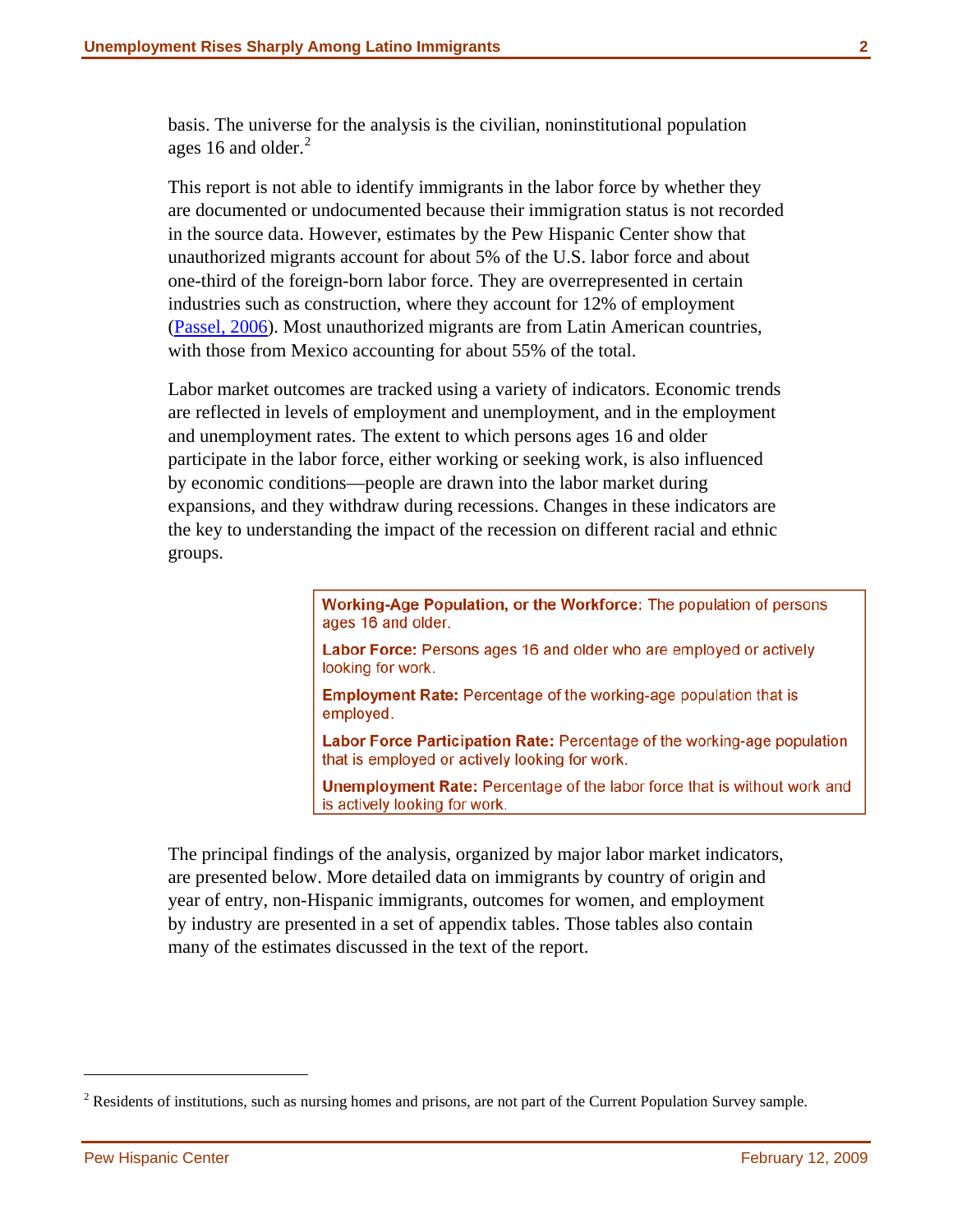basis. The universe for the analysis is the civilian, noninstitutional population ages 16 and older.[2]

This report is not able to identify immigrants in the labor force by whether they are documented or undocumented because their immigration status is not recorded in the source data. However, estimates by the Pew Hispanic Center show that unauthorized migrants account for about 5% of the U.S. labor force and about one-third of the foreign-born labor force. They are overrepresented in certain industries such as construction, where they account for 12% of employment (Passel, 2006). Most unauthorized migrants are from Latin American countries, with those from Mexico accounting for about 55% of the total.

Labor market outcomes are tracked using a variety of indicators. Economic trends are reflected in levels of employment and unemployment, and in the employment and unemployment rates. The extent to which persons ages 16 and older participate in the labor force, either working or seeking work, is also influenced by economic conditions—people are drawn into the labor market during expansions, and they withdraw during recessions. Changes in these indicators are the key to understanding the impact of the recession on different racial and ethnic groups.

**Working-Age Population, or the Workforce**: The population of persons ages 16 and older.

**Labor Force:** Persons ages 16 and older who are employed or actively looking for work.

**Employment Rate:** Percentage of the working-age population that is employed.

**Labor Force Participation Rate:** Percentage of the working-age population that is employed or actively looking for work.

**Unemployment Rate:** Percentage of the labor force that is without work and is actively looking for work.

The principal findings of the analysis, organized by major labor market indicators, are presented below. More detailed data on immigrants by country of origin and year of entry, non-Hispanic immigrants, outcomes for women, and employment by industry are presented in a set of appendix tables. Those tables also contain many of the estimates discussed in the text of the report.

---

[2] Residents of institutions, such as nursing homes and prisons, are not part of the Current Population Survey sample.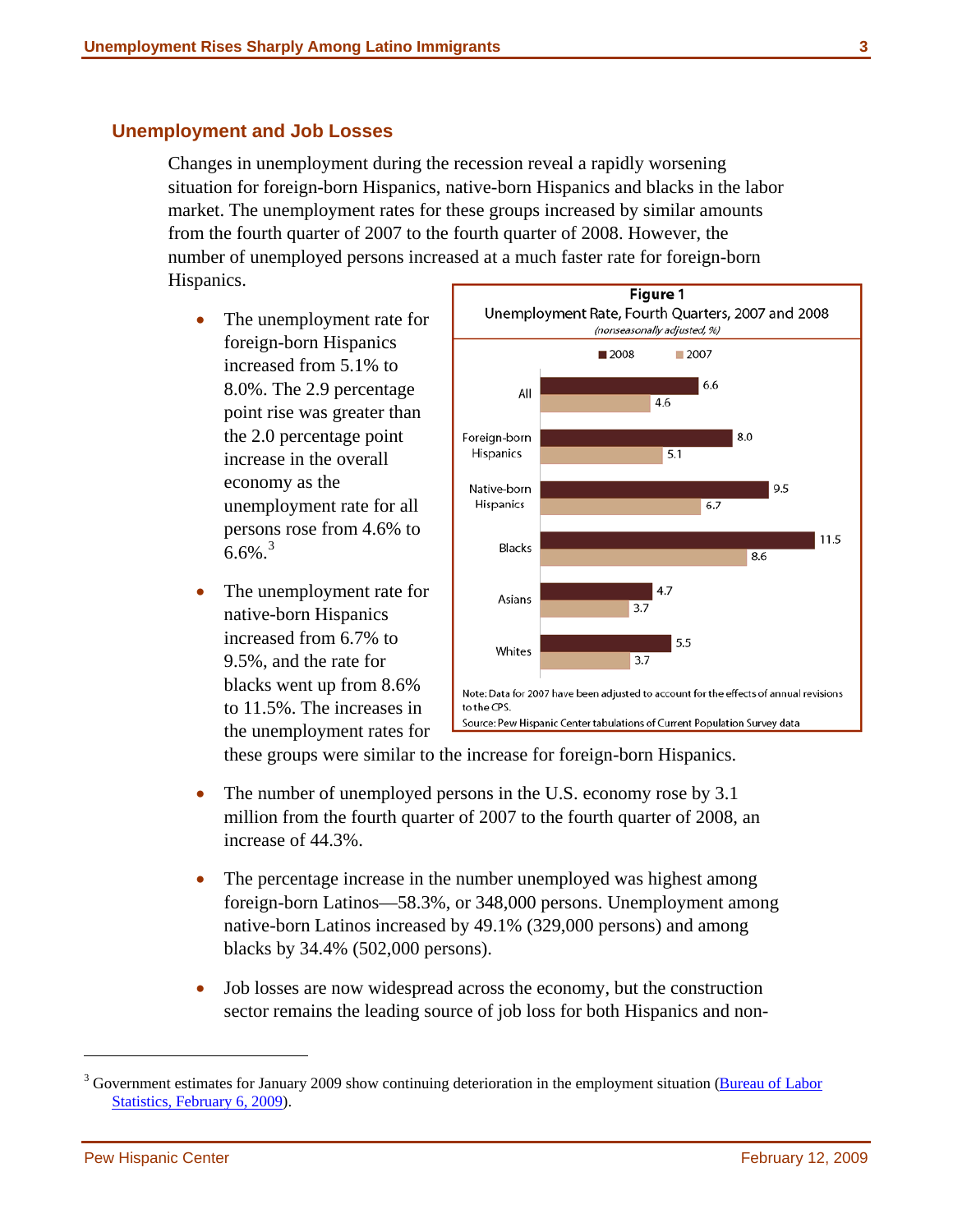## Unemployment and Job Losses

Changes in unemployment during the recession reveal a rapidly worsening situation for foreign-born Hispanics, native-born Hispanics and blacks in the labor market. The unemployment rates for these groups increased by similar amounts from the fourth quarter of 2007 to the fourth quarter of 2008. However, the number of unemployed persons increased at a much faster rate for foreign-born Hispanics.

- The unemployment rate for foreign-born Hispanics increased from 5.1% to 8.0%. The 2.9 percentage point rise was greater than the 2.0 percentage point increase in the overall economy as the unemployment rate for all persons rose from 4.6% to 6.6%.[3]

- The unemployment rate for native-born Hispanics increased from 6.7% to 9.5%, and the rate for blacks went up from 8.6% to 11.5%. The increases in the unemployment rates for these groups were similar to the increase for foreign-born Hispanics.

**Figure 1**

Unemployment Rate, Fourth Quarters, 2007 and 2008

*(nonseasonally adjusted, %)*

| | 2008 | 2007 |
|---|---|---|
| All | 6.6 | 4.6 |
| Foreign-born Hispanics | 8.0 | 5.1 |
| Native-born Hispanics | 9.5 | 6.7 |
| Blacks | 11.5 | 8.6 |
| Asians | 4.7 | 3.7 |
| Whites | 5.5 | 3.7 |

Note: Data for 2007 have been adjusted to account for the effects of annual revisions to the CPS.

Source: Pew Hispanic Center tabulations of Current Population Survey data

- The number of unemployed persons in the U.S. economy rose by 3.1 million from the fourth quarter of 2007 to the fourth quarter of 2008, an increase of 44.3%.

- The percentage increase in the number unemployed was highest among foreign-born Latinos—58.3%, or 348,000 persons. Unemployment among native-born Latinos increased by 49.1% (329,000 persons) and among blacks by 34.4% (502,000 persons).

- Job losses are now widespread across the economy, but the construction sector remains the leading source of job loss for both Hispanics and non-

[3] Government estimates for January 2009 show continuing deterioration in the employment situation (Bureau of Labor Statistics, February 6, 2009).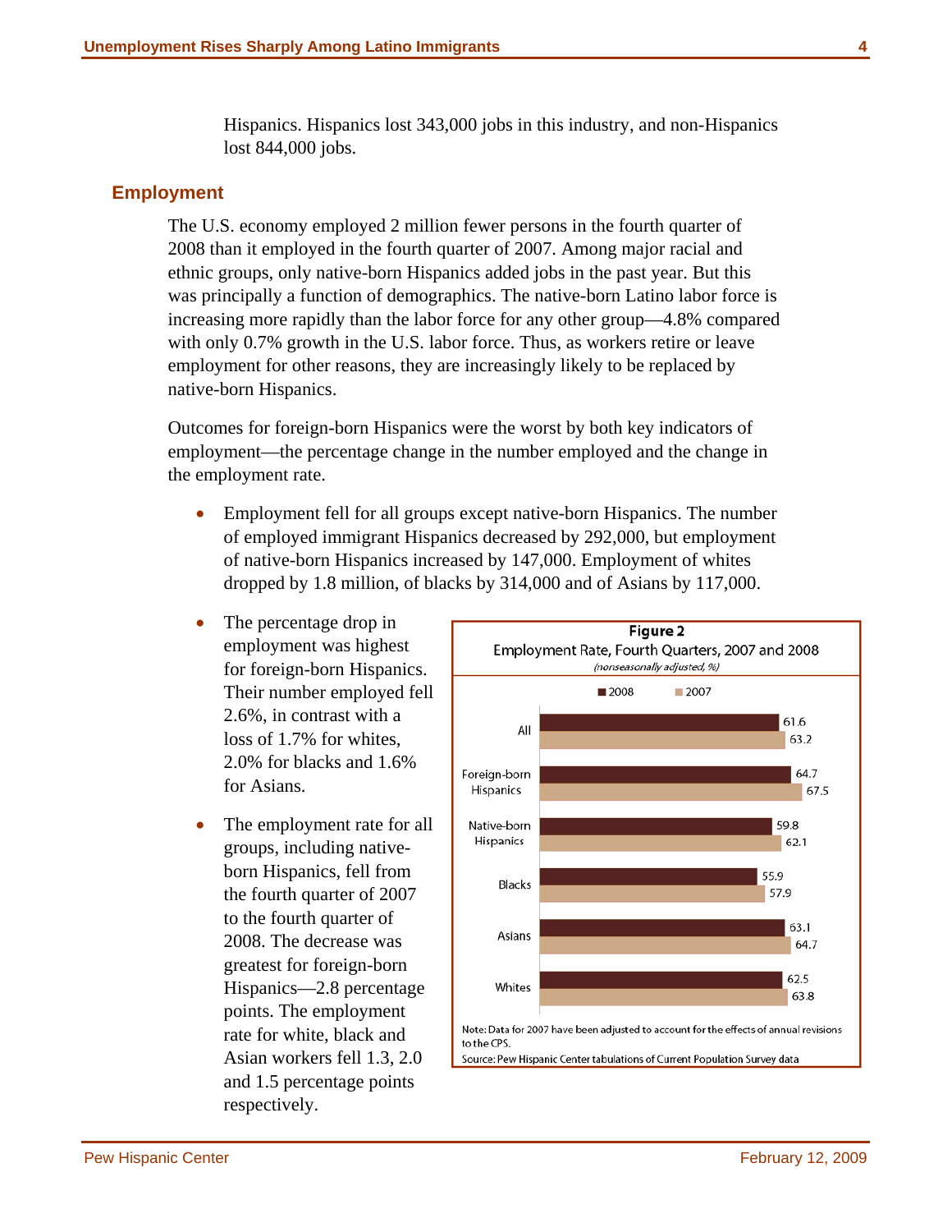Hispanics. Hispanics lost 343,000 jobs in this industry, and non-Hispanics lost 844,000 jobs.

## Employment

The U.S. economy employed 2 million fewer persons in the fourth quarter of 2008 than it employed in the fourth quarter of 2007. Among major racial and ethnic groups, only native-born Hispanics added jobs in the past year. But this was principally a function of demographics. The native-born Latino labor force is increasing more rapidly than the labor force for any other group—4.8% compared with only 0.7% growth in the U.S. labor force. Thus, as workers retire or leave employment for other reasons, they are increasingly likely to be replaced by native-born Hispanics.

Outcomes for foreign-born Hispanics were the worst by both key indicators of employment—the percentage change in the number employed and the change in the employment rate.

- Employment fell for all groups except native-born Hispanics. The number of employed immigrant Hispanics decreased by 292,000, but employment of native-born Hispanics increased by 147,000. Employment of whites dropped by 1.8 million, of blacks by 314,000 and of Asians by 117,000.
- The percentage drop in employment was highest for foreign-born Hispanics. Their number employed fell 2.6%, in contrast with a loss of 1.7% for whites, 2.0% for blacks and 1.6% for Asians.
- The employment rate for all groups, including native-born Hispanics, fell from the fourth quarter of 2007 to the fourth quarter of 2008. The decrease was greatest for foreign-born Hispanics—2.8 percentage points. The employment rate for white, black and Asian workers fell 1.3, 2.0 and 1.5 percentage points respectively.

**Figure 2**
Employment Rate, Fourth Quarters, 2007 and 2008
*(nonseasonally adjusted, %)*

| | 2008 | 2007 |
|---|---|---|
| All | 61.6 | 63.2 |
| Foreign-born Hispanics | 64.7 | 67.5 |
| Native-born Hispanics | 59.8 | 62.1 |
| Blacks | 55.9 | 57.9 |
| Asians | 63.1 | 64.7 |
| Whites | 62.5 | 63.8 |

Note: Data for 2007 have been adjusted to account for the effects of annual revisions to the CPS.
Source: Pew Hispanic Center tabulations of Current Population Survey data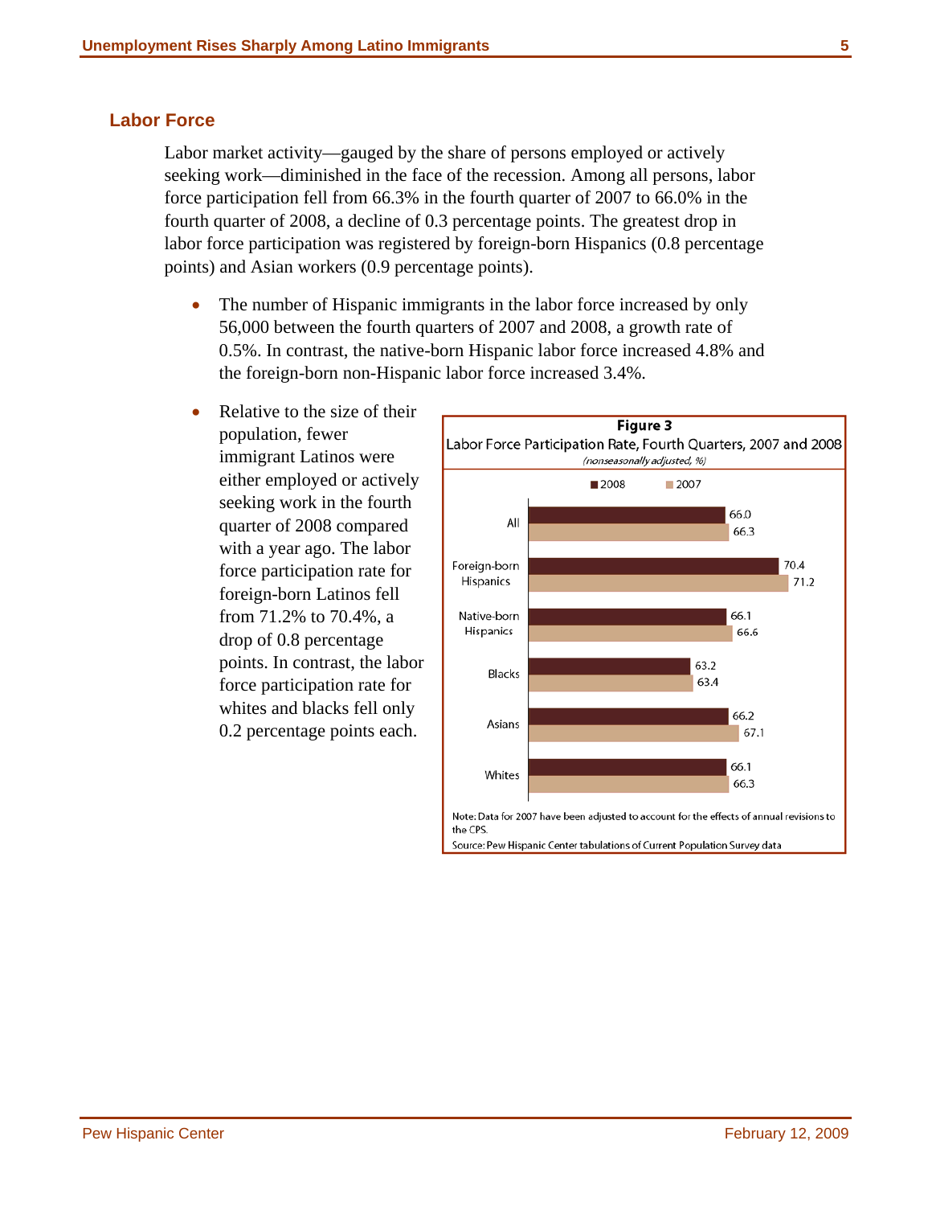## Labor Force

Labor market activity—gauged by the share of persons employed or actively seeking work—diminished in the face of the recession. Among all persons, labor force participation fell from 66.3% in the fourth quarter of 2007 to 66.0% in the fourth quarter of 2008, a decline of 0.3 percentage points. The greatest drop in labor force participation was registered by foreign-born Hispanics (0.8 percentage points) and Asian workers (0.9 percentage points).

- The number of Hispanic immigrants in the labor force increased by only 56,000 between the fourth quarters of 2007 and 2008, a growth rate of 0.5%. In contrast, the native-born Hispanic labor force increased 4.8% and the foreign-born non-Hispanic labor force increased 3.4%.
- Relative to the size of their population, fewer immigrant Latinos were either employed or actively seeking work in the fourth quarter of 2008 compared with a year ago. The labor force participation rate for foreign-born Latinos fell from 71.2% to 70.4%, a drop of 0.8 percentage points. In contrast, the labor force participation rate for whites and blacks fell only 0.2 percentage points each.

**Figure 3**

Labor Force Participation Rate, Fourth Quarters, 2007 and 2008

*(nonseasonally adjusted, %)*

| | 2008 | 2007 |
|---|---|---|
| All | 66.0 | 66.3 |
| Foreign-born Hispanics | 70.4 | 71.2 |
| Native-born Hispanics | 66.1 | 66.6 |
| Blacks | 63.2 | 63.4 |
| Asians | 66.2 | 67.1 |
| Whites | 66.1 | 66.3 |

Note: Data for 2007 have been adjusted to account for the effects of annual revisions to the CPS.

Source: Pew Hispanic Center tabulations of Current Population Survey data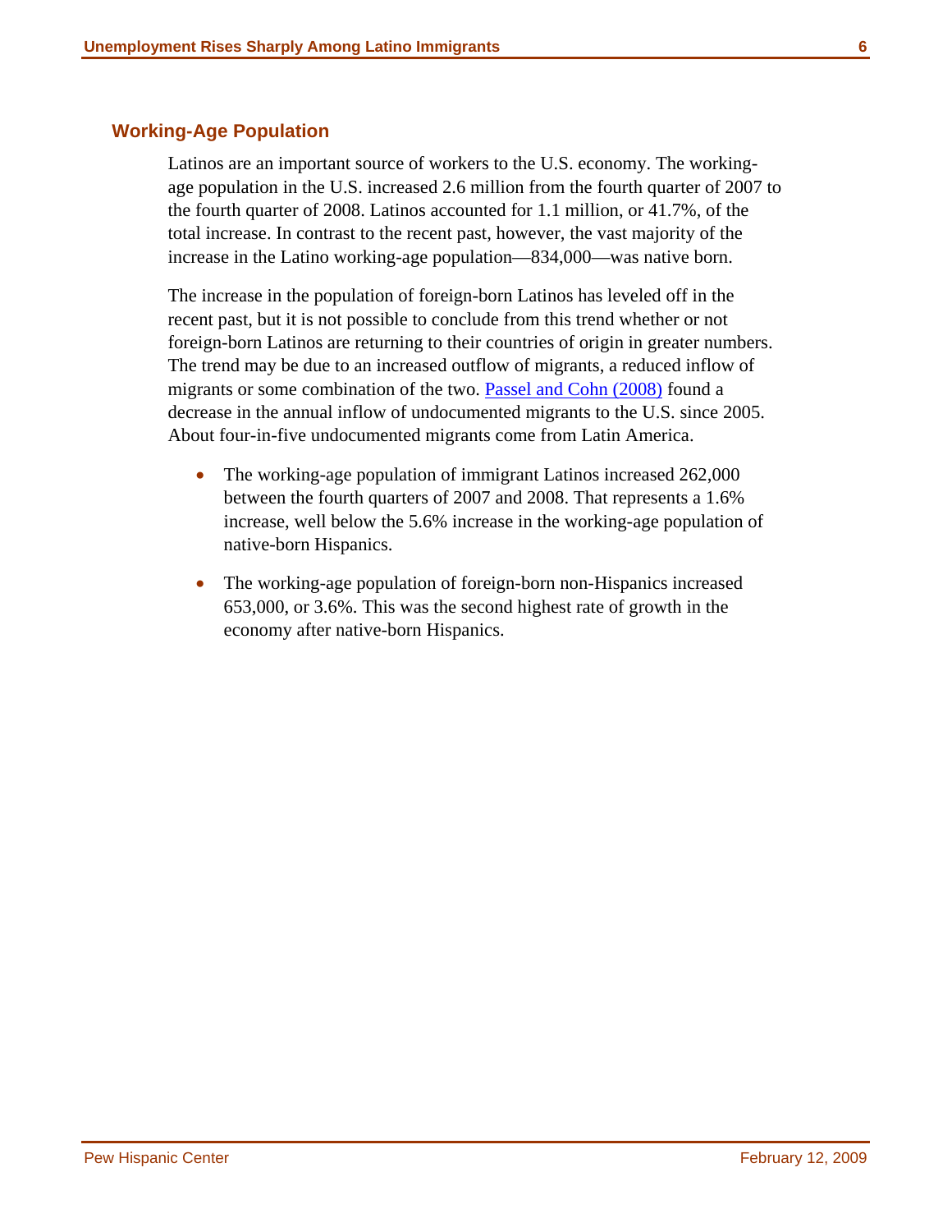## Working-Age Population

Latinos are an important source of workers to the U.S. economy. The working-age population in the U.S. increased 2.6 million from the fourth quarter of 2007 to the fourth quarter of 2008. Latinos accounted for 1.1 million, or 41.7%, of the total increase. In contrast to the recent past, however, the vast majority of the increase in the Latino working-age population—834,000—was native born.

The increase in the population of foreign-born Latinos has leveled off in the recent past, but it is not possible to conclude from this trend whether or not foreign-born Latinos are returning to their countries of origin in greater numbers. The trend may be due to an increased outflow of migrants, a reduced inflow of migrants or some combination of the two. Passel and Cohn (2008) found a decrease in the annual inflow of undocumented migrants to the U.S. since 2005. About four-in-five undocumented migrants come from Latin America.

- The working-age population of immigrant Latinos increased 262,000 between the fourth quarters of 2007 and 2008. That represents a 1.6% increase, well below the 5.6% increase in the working-age population of native-born Hispanics.
- The working-age population of foreign-born non-Hispanics increased 653,000, or 3.6%. This was the second highest rate of growth in the economy after native-born Hispanics.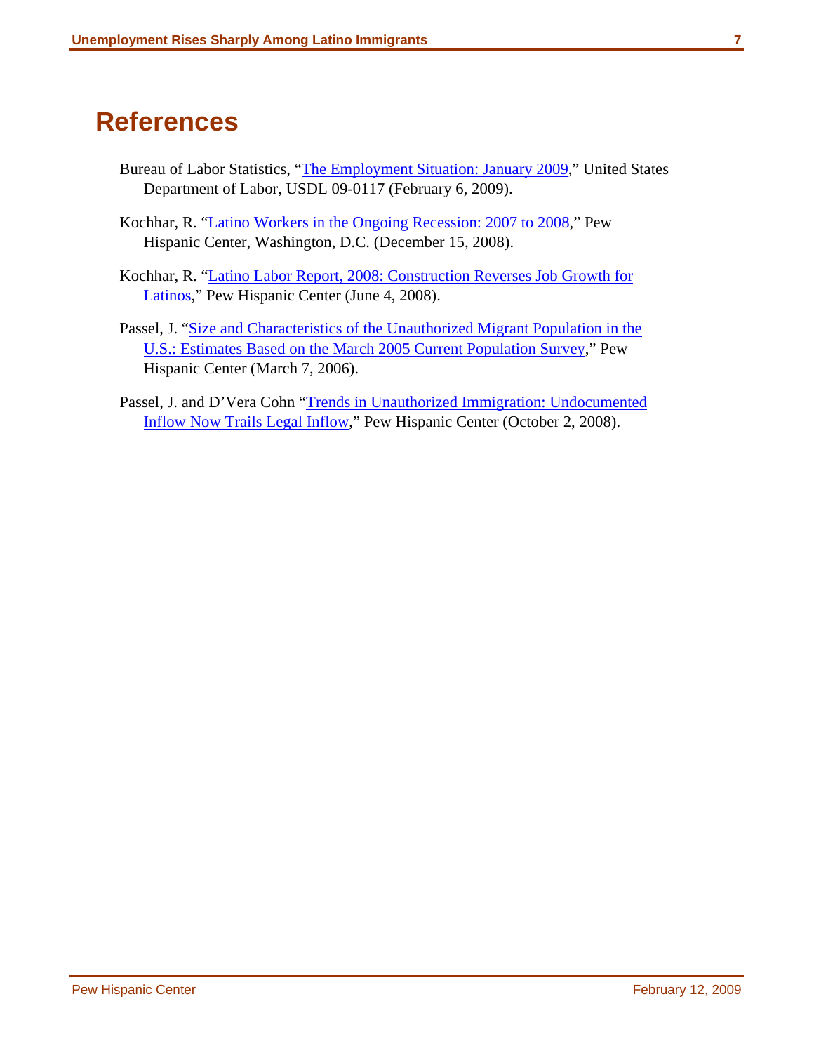# References

Bureau of Labor Statistics, "The Employment Situation: January 2009," United States Department of Labor, USDL 09-0117 (February 6, 2009).

Kochhar, R. "Latino Workers in the Ongoing Recession: 2007 to 2008," Pew Hispanic Center, Washington, D.C. (December 15, 2008).

Kochhar, R. "Latino Labor Report, 2008: Construction Reverses Job Growth for Latinos," Pew Hispanic Center (June 4, 2008).

Passel, J. "Size and Characteristics of the Unauthorized Migrant Population in the U.S.: Estimates Based on the March 2005 Current Population Survey," Pew Hispanic Center (March 7, 2006).

Passel, J. and D'Vera Cohn "Trends in Unauthorized Immigration: Undocumented Inflow Now Trails Legal Inflow," Pew Hispanic Center (October 2, 2008).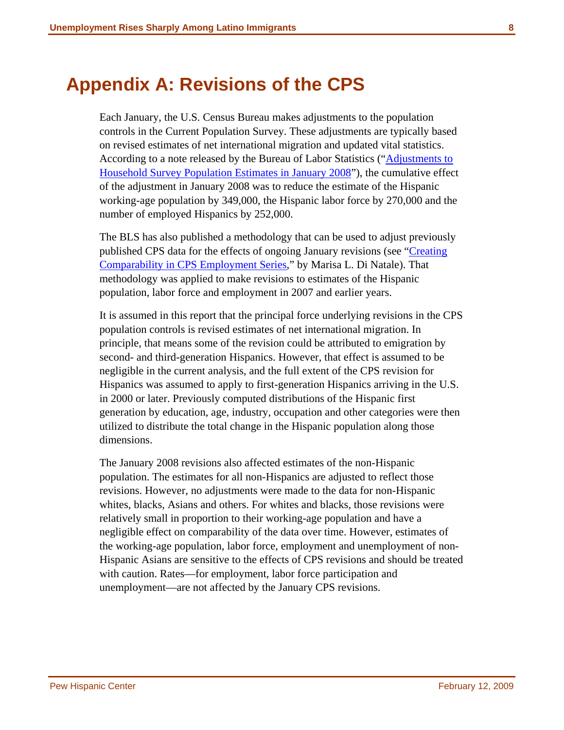# Appendix A: Revisions of the CPS

Each January, the U.S. Census Bureau makes adjustments to the population controls in the Current Population Survey. These adjustments are typically based on revised estimates of net international migration and updated vital statistics. According to a note released by the Bureau of Labor Statistics ("Adjustments to Household Survey Population Estimates in January 2008"), the cumulative effect of the adjustment in January 2008 was to reduce the estimate of the Hispanic working-age population by 349,000, the Hispanic labor force by 270,000 and the number of employed Hispanics by 252,000.

The BLS has also published a methodology that can be used to adjust previously published CPS data for the effects of ongoing January revisions (see "Creating Comparability in CPS Employment Series," by Marisa L. Di Natale). That methodology was applied to make revisions to estimates of the Hispanic population, labor force and employment in 2007 and earlier years.

It is assumed in this report that the principal force underlying revisions in the CPS population controls is revised estimates of net international migration. In principle, that means some of the revision could be attributed to emigration by second- and third-generation Hispanics. However, that effect is assumed to be negligible in the current analysis, and the full extent of the CPS revision for Hispanics was assumed to apply to first-generation Hispanics arriving in the U.S. in 2000 or later. Previously computed distributions of the Hispanic first generation by education, age, industry, occupation and other categories were then utilized to distribute the total change in the Hispanic population along those dimensions.

The January 2008 revisions also affected estimates of the non-Hispanic population. The estimates for all non-Hispanics are adjusted to reflect those revisions. However, no adjustments were made to the data for non-Hispanic whites, blacks, Asians and others. For whites and blacks, those revisions were relatively small in proportion to their working-age population and have a negligible effect on comparability of the data over time. However, estimates of the working-age population, labor force, employment and unemployment of non-Hispanic Asians are sensitive to the effects of CPS revisions and should be treated with caution. Rates—for employment, labor force participation and unemployment—are not affected by the January CPS revisions.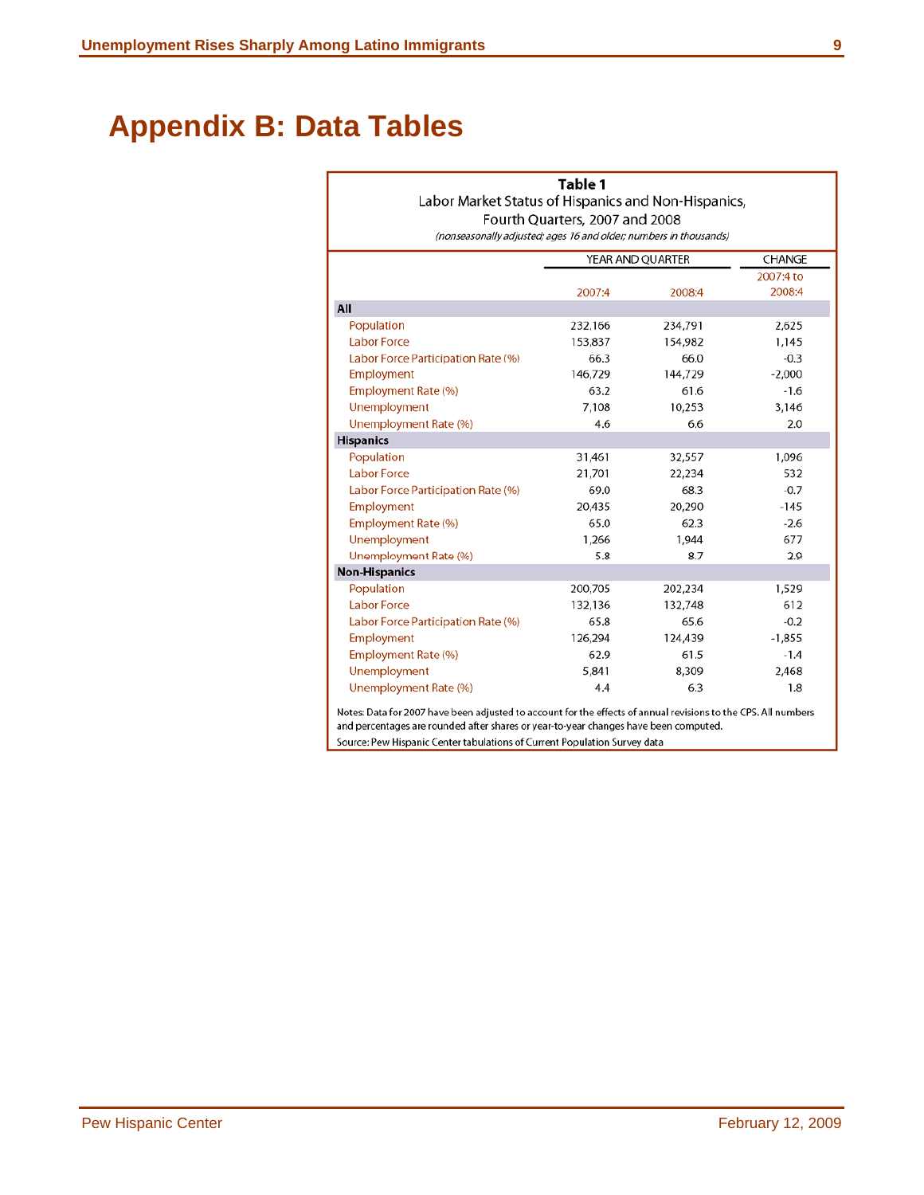# Appendix B: Data Tables

**Table 1**
Labor Market Status of Hispanics and Non-Hispanics, Fourth Quarters, 2007 and 2008
*(nonseasonally adjusted; ages 16 and older; numbers in thousands)*

| | YEAR AND QUARTER | | CHANGE |
|---|---|---|---|
| | 2007:4 | 2008:4 | 2007:4 to 2008:4 |
| **All** | | | |
| Population | 232,166 | 234,791 | 2,625 |
| Labor Force | 153,837 | 154,982 | 1,145 |
| Labor Force Participation Rate (%) | 66.3 | 66.0 | -0.3 |
| Employment | 146,729 | 144,729 | -2,000 |
| Employment Rate (%) | 63.2 | 61.6 | -1.6 |
| Unemployment | 7,108 | 10,253 | 3,146 |
| Unemployment Rate (%) | 4.6 | 6.6 | 2.0 |
| **Hispanics** | | | |
| Population | 31,461 | 32,557 | 1,096 |
| Labor Force | 21,701 | 22,234 | 532 |
| Labor Force Participation Rate (%) | 69.0 | 68.3 | -0.7 |
| Employment | 20,435 | 20,290 | -145 |
| Employment Rate (%) | 65.0 | 62.3 | -2.6 |
| Unemployment | 1,266 | 1,944 | 677 |
| Unemployment Rate (%) | 5.8 | 8.7 | 2.9 |
| **Non-Hispanics** | | | |
| Population | 200,705 | 202,234 | 1,529 |
| Labor Force | 132,136 | 132,748 | 612 |
| Labor Force Participation Rate (%) | 65.8 | 65.6 | -0.2 |
| Employment | 126,294 | 124,439 | -1,855 |
| Employment Rate (%) | 62.9 | 61.5 | -1.4 |
| Unemployment | 5,841 | 8,309 | 2,468 |
| Unemployment Rate (%) | 4.4 | 6.3 | 1.8 |

Notes: Data for 2007 have been adjusted to account for the effects of annual revisions to the CPS. All numbers and percentages are rounded after shares or year-to-year changes have been computed.

Source: Pew Hispanic Center tabulations of Current Population Survey data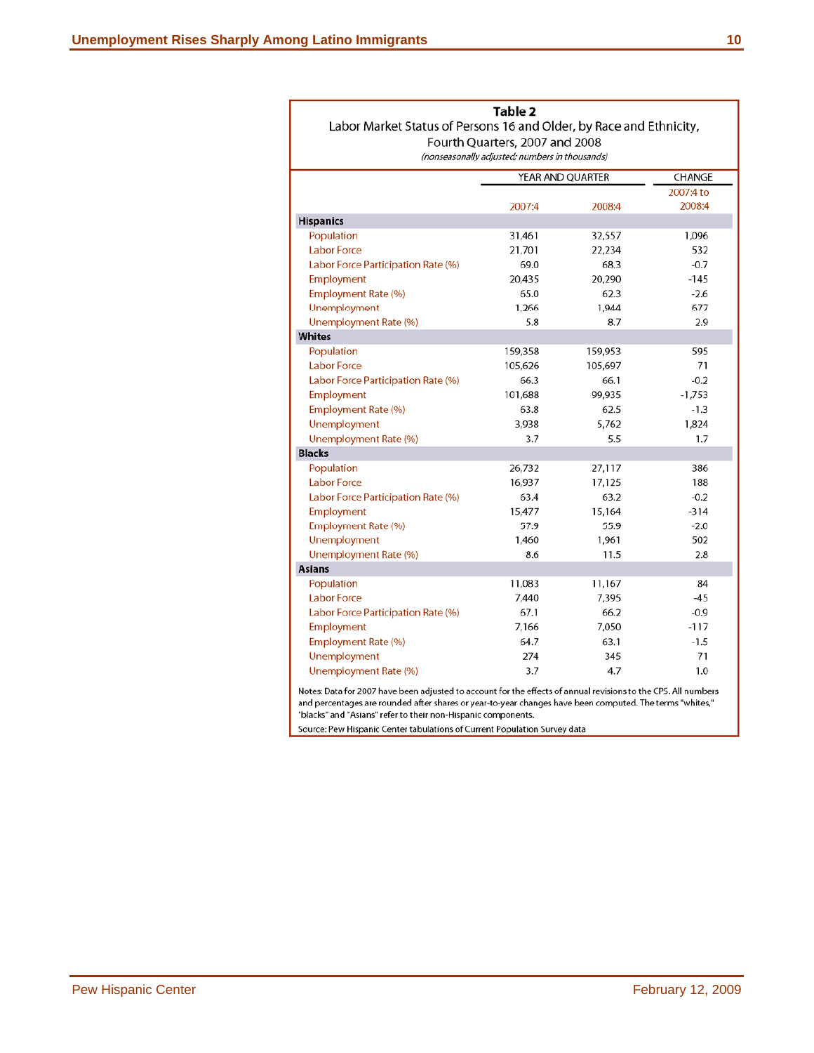**Table 2**

Labor Market Status of Persons 16 and Older, by Race and Ethnicity, Fourth Quarters, 2007 and 2008

*(nonseasonally adjusted; numbers in thousands)*

| | YEAR AND QUARTER | | CHANGE |
|---|---|---|---|
| | 2007:4 | 2008:4 | 2007:4 to 2008:4 |
| **Hispanics** | | | |
| Population | 31,461 | 32,557 | 1,096 |
| Labor Force | 21,701 | 22,234 | 532 |
| Labor Force Participation Rate (%) | 69.0 | 68.3 | -0.7 |
| Employment | 20,435 | 20,290 | -145 |
| Employment Rate (%) | 65.0 | 62.3 | -2.6 |
| Unemployment | 1,266 | 1,944 | 677 |
| Unemployment Rate (%) | 5.8 | 8.7 | 2.9 |
| **Whites** | | | |
| Population | 159,358 | 159,953 | 595 |
| Labor Force | 105,626 | 105,697 | 71 |
| Labor Force Participation Rate (%) | 66.3 | 66.1 | -0.2 |
| Employment | 101,688 | 99,935 | -1,753 |
| Employment Rate (%) | 63.8 | 62.5 | -1.3 |
| Unemployment | 3,938 | 5,762 | 1,824 |
| Unemployment Rate (%) | 3.7 | 5.5 | 1.7 |
| **Blacks** | | | |
| Population | 26,732 | 27,117 | 386 |
| Labor Force | 16,937 | 17,125 | 188 |
| Labor Force Participation Rate (%) | 63.4 | 63.2 | -0.2 |
| Employment | 15,477 | 15,164 | -314 |
| Employment Rate (%) | 57.9 | 55.9 | -2.0 |
| Unemployment | 1,460 | 1,961 | 502 |
| Unemployment Rate (%) | 8.6 | 11.5 | 2.8 |
| **Asians** | | | |
| Population | 11,083 | 11,167 | 84 |
| Labor Force | 7,440 | 7,395 | -45 |
| Labor Force Participation Rate (%) | 67.1 | 66.2 | -0.9 |
| Employment | 7,166 | 7,050 | -117 |
| Employment Rate (%) | 64.7 | 63.1 | -1.5 |
| Unemployment | 274 | 345 | 71 |
| Unemployment Rate (%) | 3.7 | 4.7 | 1.0 |

Notes: Data for 2007 have been adjusted to account for the effects of annual revisions to the CPS. All numbers and percentages are rounded after shares or year-to-year changes have been computed. The terms "whites," "blacks" and "Asians" refer to their non-Hispanic components.

Source: Pew Hispanic Center tabulations of Current Population Survey data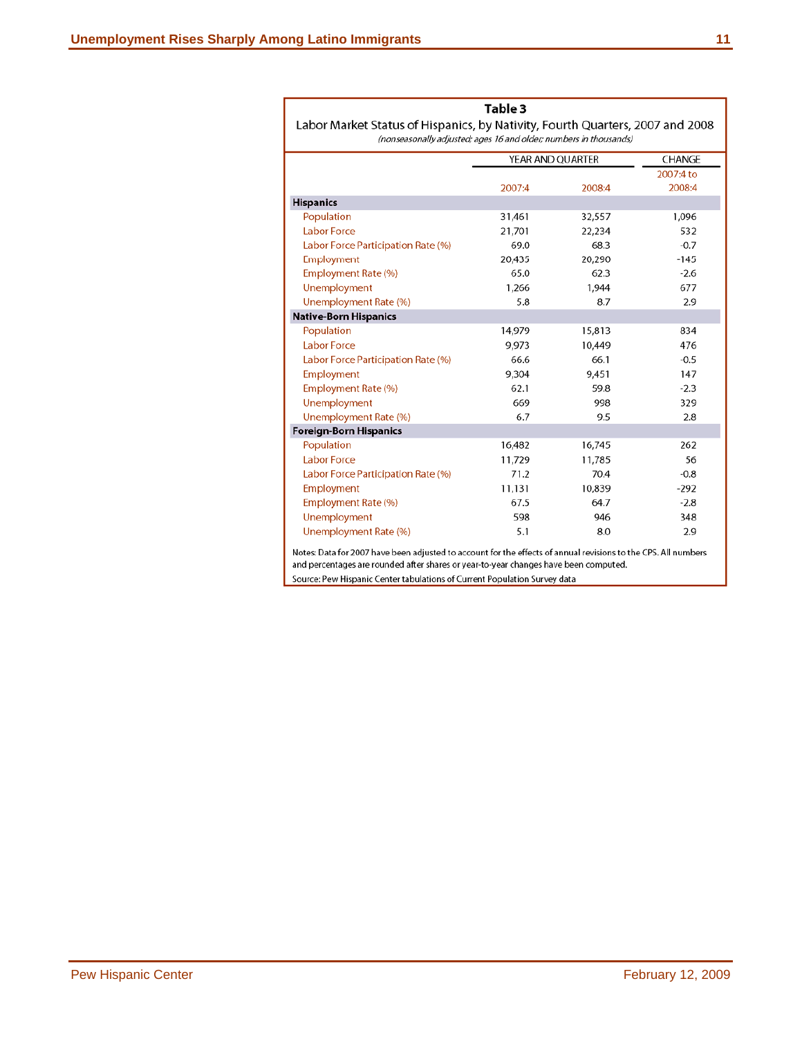**Table 3**

Labor Market Status of Hispanics, by Nativity, Fourth Quarters, 2007 and 2008

*(nonseasonally adjusted; ages 16 and older; numbers in thousands)*

| | YEAR AND QUARTER | | CHANGE |
|---|---|---|---|
| | 2007:4 | 2008:4 | 2007:4 to 2008:4 |
| **Hispanics** | | | |
| Population | 31,461 | 32,557 | 1,096 |
| Labor Force | 21,701 | 22,234 | 532 |
| Labor Force Participation Rate (%) | 69.0 | 68.3 | -0.7 |
| Employment | 20,435 | 20,290 | -145 |
| Employment Rate (%) | 65.0 | 62.3 | -2.6 |
| Unemployment | 1,266 | 1,944 | 677 |
| Unemployment Rate (%) | 5.8 | 8.7 | 2.9 |
| **Native-Born Hispanics** | | | |
| Population | 14,979 | 15,813 | 834 |
| Labor Force | 9,973 | 10,449 | 476 |
| Labor Force Participation Rate (%) | 66.6 | 66.1 | -0.5 |
| Employment | 9,304 | 9,451 | 147 |
| Employment Rate (%) | 62.1 | 59.8 | -2.3 |
| Unemployment | 669 | 998 | 329 |
| Unemployment Rate (%) | 6.7 | 9.5 | 2.8 |
| **Foreign-Born Hispanics** | | | |
| Population | 16,482 | 16,745 | 262 |
| Labor Force | 11,729 | 11,785 | 56 |
| Labor Force Participation Rate (%) | 71.2 | 70.4 | -0.8 |
| Employment | 11,131 | 10,839 | -292 |
| Employment Rate (%) | 67.5 | 64.7 | -2.8 |
| Unemployment | 598 | 946 | 348 |
| Unemployment Rate (%) | 5.1 | 8.0 | 2.9 |

Notes: Data for 2007 have been adjusted to account for the effects of annual revisions to the CPS. All numbers and percentages are rounded after shares or year-to-year changes have been computed.

Source: Pew Hispanic Center tabulations of Current Population Survey data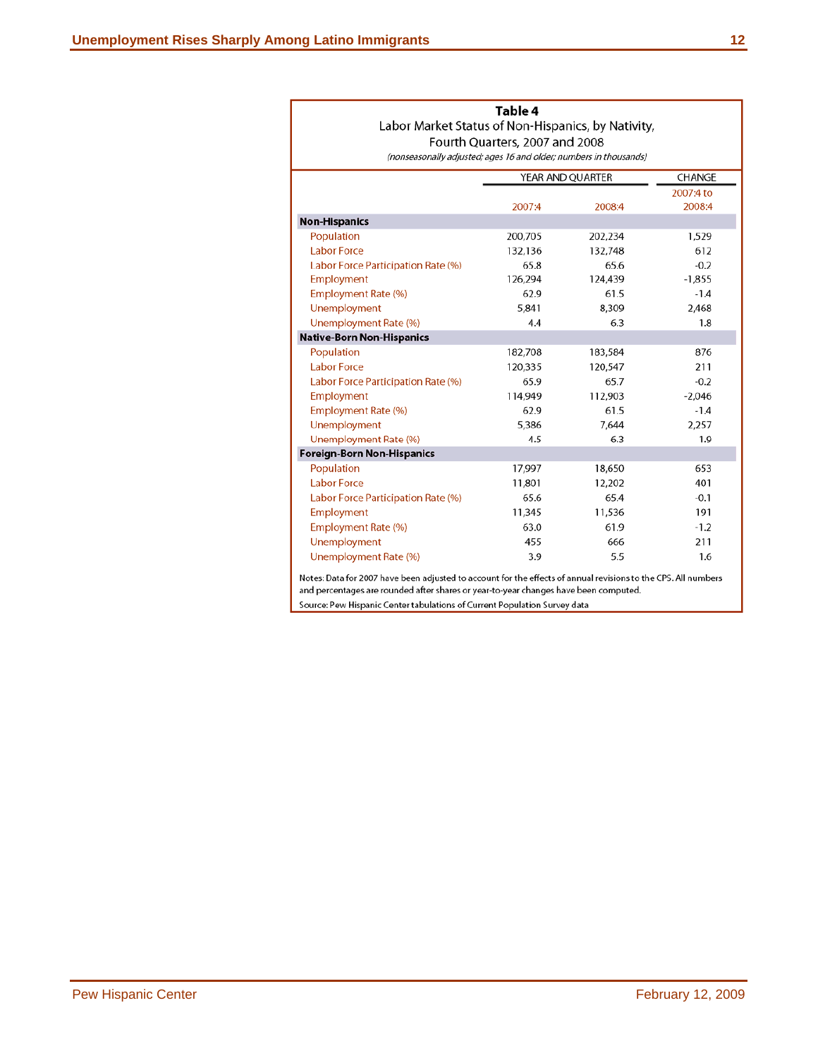**Table 4**

Labor Market Status of Non-Hispanics, by Nativity, Fourth Quarters, 2007 and 2008

*(nonseasonally adjusted; ages 16 and older; numbers in thousands)*

| | YEAR AND QUARTER | | CHANGE |
|---|---|---|---|
| | 2007:4 | 2008:4 | 2007:4 to 2008:4 |
| **Non-Hispanics** | | | |
| Population | 200,705 | 202,234 | 1,529 |
| Labor Force | 132,136 | 132,748 | 612 |
| Labor Force Participation Rate (%) | 65.8 | 65.6 | -0.2 |
| Employment | 126,294 | 124,439 | -1,855 |
| Employment Rate (%) | 62.9 | 61.5 | -1.4 |
| Unemployment | 5,841 | 8,309 | 2,468 |
| Unemployment Rate (%) | 4.4 | 6.3 | 1.8 |
| **Native-Born Non-Hispanics** | | | |
| Population | 182,708 | 183,584 | 876 |
| Labor Force | 120,335 | 120,547 | 211 |
| Labor Force Participation Rate (%) | 65.9 | 65.7 | -0.2 |
| Employment | 114,949 | 112,903 | -2,046 |
| Employment Rate (%) | 62.9 | 61.5 | -1.4 |
| Unemployment | 5,386 | 7,644 | 2,257 |
| Unemployment Rate (%) | 4.5 | 6.3 | 1.9 |
| **Foreign-Born Non-Hispanics** | | | |
| Population | 17,997 | 18,650 | 653 |
| Labor Force | 11,801 | 12,202 | 401 |
| Labor Force Participation Rate (%) | 65.6 | 65.4 | -0.1 |
| Employment | 11,345 | 11,536 | 191 |
| Employment Rate (%) | 63.0 | 61.9 | -1.2 |
| Unemployment | 455 | 666 | 211 |
| Unemployment Rate (%) | 3.9 | 5.5 | 1.6 |

Notes: Data for 2007 have been adjusted to account for the effects of annual revisions to the CPS. All numbers and percentages are rounded after shares or year-to-year changes have been computed.

Source: Pew Hispanic Center tabulations of Current Population Survey data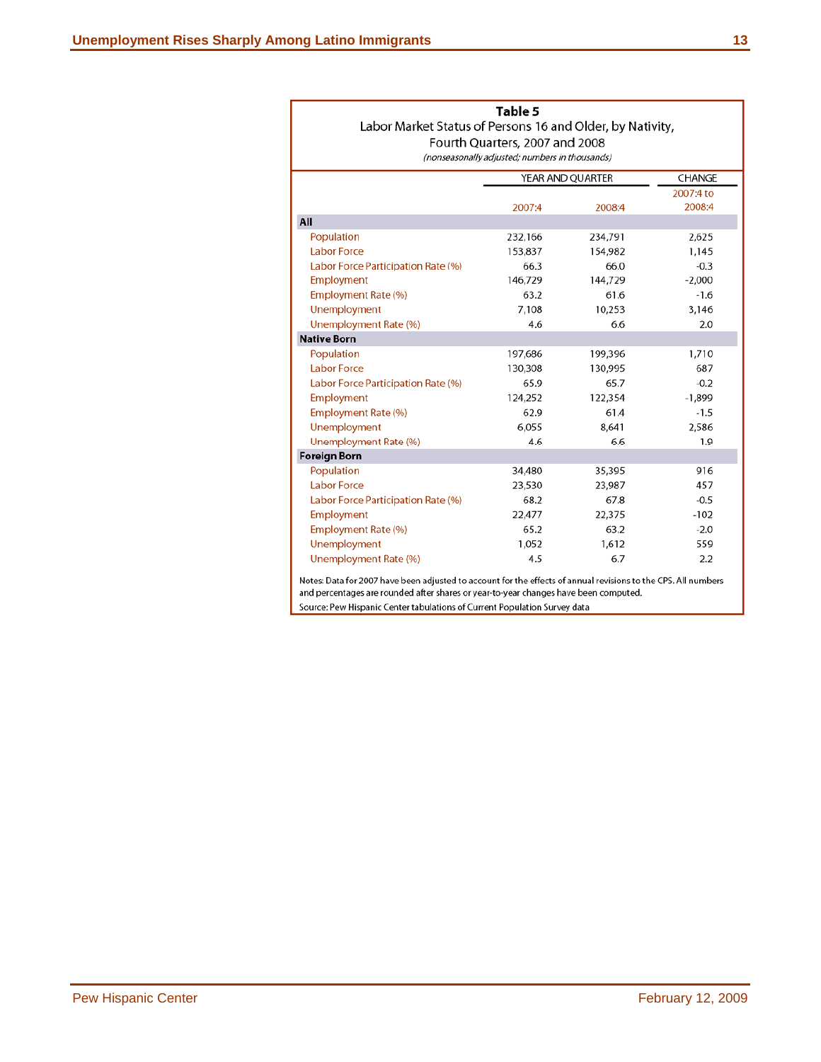**Table 5**

Labor Market Status of Persons 16 and Older, by Nativity, Fourth Quarters, 2007 and 2008

*(nonseasonally adjusted; numbers in thousands)*

| | YEAR AND QUARTER | | CHANGE |
|---|---|---|---|
| | 2007:4 | 2008:4 | 2007:4 to 2008:4 |
| **All** | | | |
| Population | 232,166 | 234,791 | 2,625 |
| Labor Force | 153,837 | 154,982 | 1,145 |
| Labor Force Participation Rate (%) | 66.3 | 66.0 | -0.3 |
| Employment | 146,729 | 144,729 | -2,000 |
| Employment Rate (%) | 63.2 | 61.6 | -1.6 |
| Unemployment | 7,108 | 10,253 | 3,146 |
| Unemployment Rate (%) | 4.6 | 6.6 | 2.0 |
| **Native Born** | | | |
| Population | 197,686 | 199,396 | 1,710 |
| Labor Force | 130,308 | 130,995 | 687 |
| Labor Force Participation Rate (%) | 65.9 | 65.7 | -0.2 |
| Employment | 124,252 | 122,354 | -1,899 |
| Employment Rate (%) | 62.9 | 61.4 | -1.5 |
| Unemployment | 6,055 | 8,641 | 2,586 |
| Unemployment Rate (%) | 4.6 | 6.6 | 1.9 |
| **Foreign Born** | | | |
| Population | 34,480 | 35,395 | 916 |
| Labor Force | 23,530 | 23,987 | 457 |
| Labor Force Participation Rate (%) | 68.2 | 67.8 | -0.5 |
| Employment | 22,477 | 22,375 | -102 |
| Employment Rate (%) | 65.2 | 63.2 | -2.0 |
| Unemployment | 1,052 | 1,612 | 559 |
| Unemployment Rate (%) | 4.5 | 6.7 | 2.2 |

Notes: Data for 2007 have been adjusted to account for the effects of annual revisions to the CPS. All numbers and percentages are rounded after shares or year-to-year changes have been computed.

Source: Pew Hispanic Center tabulations of Current Population Survey data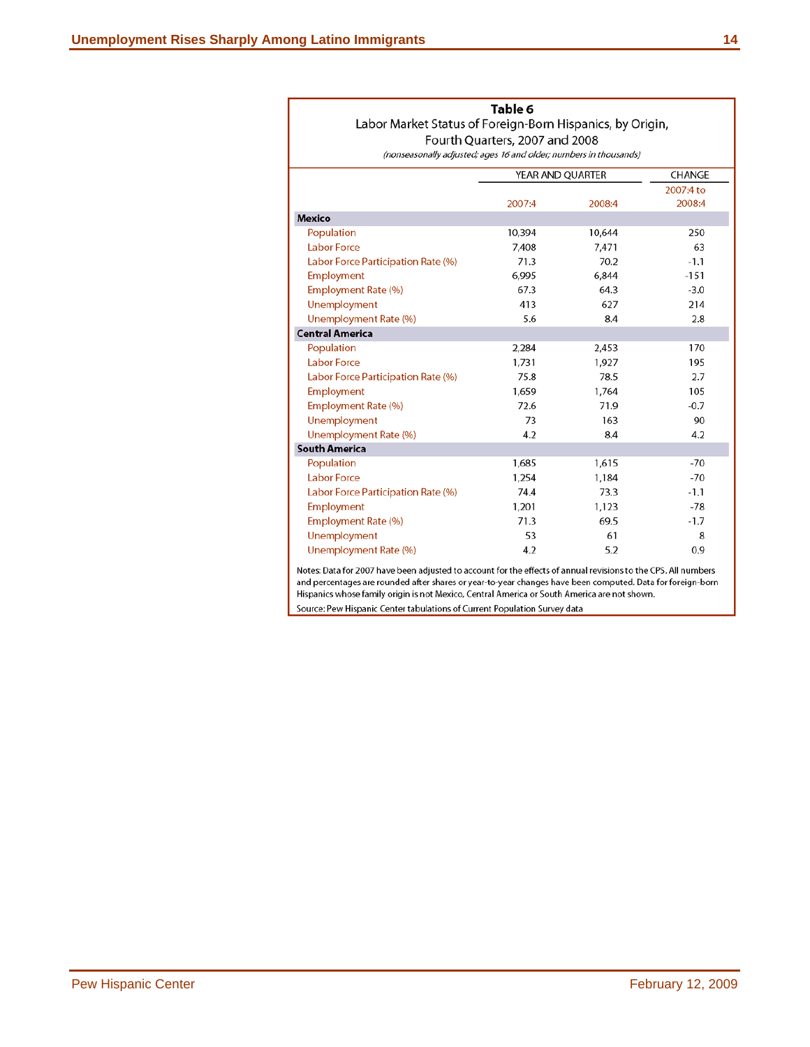**Table 6**

Labor Market Status of Foreign-Born Hispanics, by Origin, Fourth Quarters, 2007 and 2008

*(nonseasonally adjusted; ages 16 and older; numbers in thousands)*

| | YEAR AND QUARTER | | CHANGE |
|---|---|---|---|
| | 2007:4 | 2008:4 | 2007:4 to 2008:4 |
| **Mexico** | | | |
| Population | 10,394 | 10,644 | 250 |
| Labor Force | 7,408 | 7,471 | 63 |
| Labor Force Participation Rate (%) | 71.3 | 70.2 | -1.1 |
| Employment | 6,995 | 6,844 | -151 |
| Employment Rate (%) | 67.3 | 64.3 | -3.0 |
| Unemployment | 413 | 627 | 214 |
| Unemployment Rate (%) | 5.6 | 8.4 | 2.8 |
| **Central America** | | | |
| Population | 2,284 | 2,453 | 170 |
| Labor Force | 1,731 | 1,927 | 195 |
| Labor Force Participation Rate (%) | 75.8 | 78.5 | 2.7 |
| Employment | 1,659 | 1,764 | 105 |
| Employment Rate (%) | 72.6 | 71.9 | -0.7 |
| Unemployment | 73 | 163 | 90 |
| Unemployment Rate (%) | 4.2 | 8.4 | 4.2 |
| **South America** | | | |
| Population | 1,685 | 1,615 | -70 |
| Labor Force | 1,254 | 1,184 | -70 |
| Labor Force Participation Rate (%) | 74.4 | 73.3 | -1.1 |
| Employment | 1,201 | 1,123 | -78 |
| Employment Rate (%) | 71.3 | 69.5 | -1.7 |
| Unemployment | 53 | 61 | 8 |
| Unemployment Rate (%) | 4.2 | 5.2 | 0.9 |

Notes: Data for 2007 have been adjusted to account for the effects of annual revisions to the CPS. All numbers and percentages are rounded after shares or year-to-year changes have been computed. Data for foreign-born Hispanics whose family origin is not Mexico, Central America or South America are not shown.

Source: Pew Hispanic Center tabulations of Current Population Survey data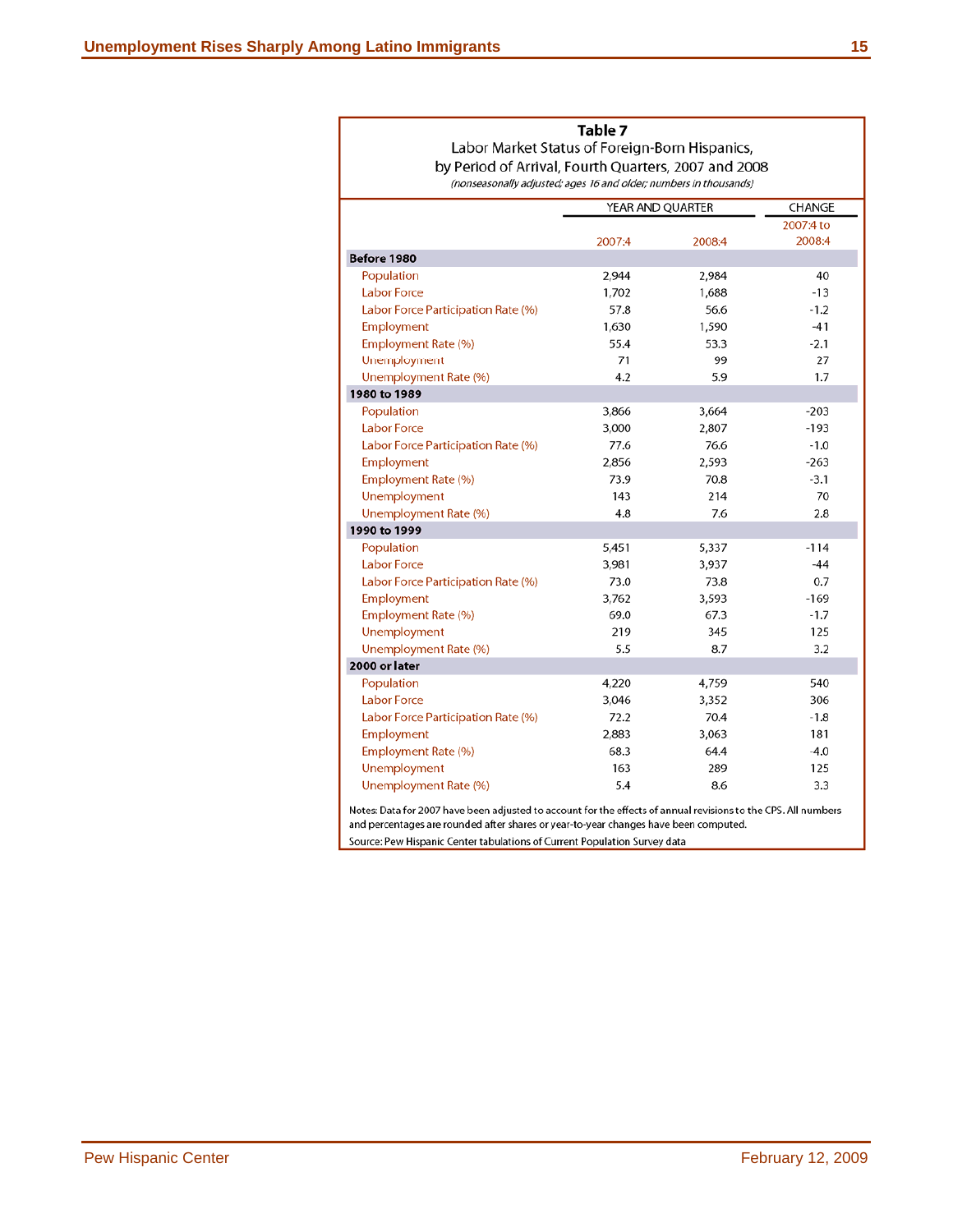**Table 7**

Labor Market Status of Foreign-Born Hispanics, by Period of Arrival, Fourth Quarters, 2007 and 2008

*(nonseasonally adjusted; ages 16 and older; numbers in thousands)*

| | YEAR AND QUARTER | | CHANGE |
|---|---|---|---|
| | 2007:4 | 2008:4 | 2007:4 to 2008:4 |
| **Before 1980** | | | |
| Population | 2,944 | 2,984 | 40 |
| Labor Force | 1,702 | 1,688 | -13 |
| Labor Force Participation Rate (%) | 57.8 | 56.6 | -1.2 |
| Employment | 1,630 | 1,590 | -41 |
| Employment Rate (%) | 55.4 | 53.3 | -2.1 |
| Unemployment | 71 | 99 | 27 |
| Unemployment Rate (%) | 4.2 | 5.9 | 1.7 |
| **1980 to 1989** | | | |
| Population | 3,866 | 3,664 | -203 |
| Labor Force | 3,000 | 2,807 | -193 |
| Labor Force Participation Rate (%) | 77.6 | 76.6 | -1.0 |
| Employment | 2,856 | 2,593 | -263 |
| Employment Rate (%) | 73.9 | 70.8 | -3.1 |
| Unemployment | 143 | 214 | 70 |
| Unemployment Rate (%) | 4.8 | 7.6 | 2.8 |
| **1990 to 1999** | | | |
| Population | 5,451 | 5,337 | -114 |
| Labor Force | 3,981 | 3,937 | -44 |
| Labor Force Participation Rate (%) | 73.0 | 73.8 | 0.7 |
| Employment | 3,762 | 3,593 | -169 |
| Employment Rate (%) | 69.0 | 67.3 | -1.7 |
| Unemployment | 219 | 345 | 125 |
| Unemployment Rate (%) | 5.5 | 8.7 | 3.2 |
| **2000 or later** | | | |
| Population | 4,220 | 4,759 | 540 |
| Labor Force | 3,046 | 3,352 | 306 |
| Labor Force Participation Rate (%) | 72.2 | 70.4 | -1.8 |
| Employment | 2,883 | 3,063 | 181 |
| Employment Rate (%) | 68.3 | 64.4 | -4.0 |
| Unemployment | 163 | 289 | 125 |
| Unemployment Rate (%) | 5.4 | 8.6 | 3.3 |

Notes: Data for 2007 have been adjusted to account for the effects of annual revisions to the CPS. All numbers and percentages are rounded after shares or year-to-year changes have been computed.

Source: Pew Hispanic Center tabulations of Current Population Survey data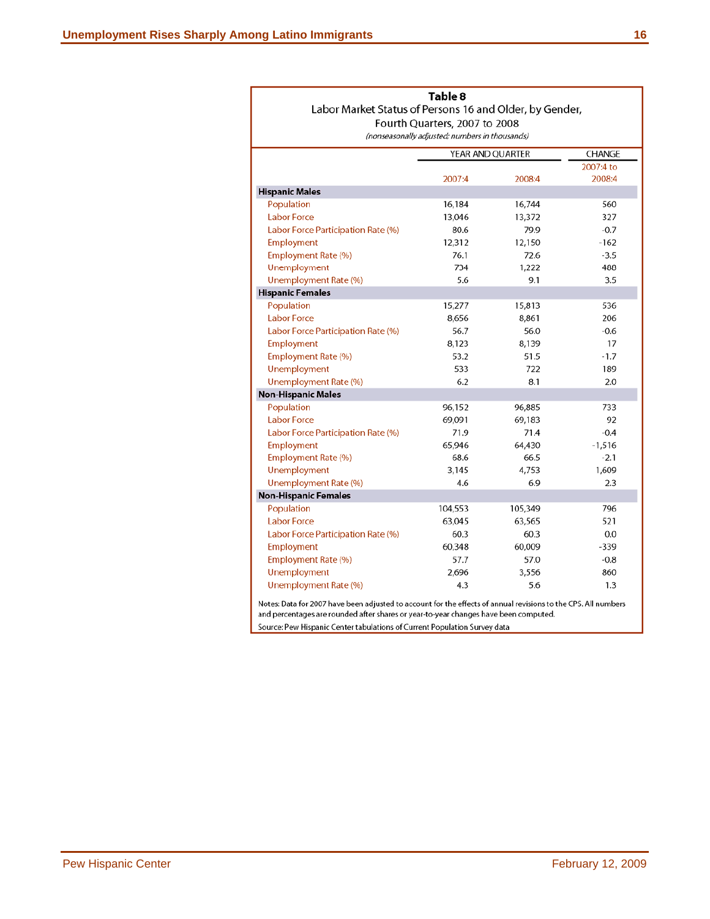**Table 8**

Labor Market Status of Persons 16 and Older, by Gender, Fourth Quarters, 2007 to 2008

*(nonseasonally adjusted: numbers in thousands)*

| | YEAR AND QUARTER | | CHANGE |
|---|---|---|---|
| | 2007:4 | 2008:4 | 2007:4 to 2008:4 |
| **Hispanic Males** | | | |
| Population | 16,184 | 16,744 | 560 |
| Labor Force | 13,046 | 13,372 | 327 |
| Labor Force Participation Rate (%) | 80.6 | 79.9 | -0.7 |
| Employment | 12,312 | 12,150 | -162 |
| Employment Rate (%) | 76.1 | 72.6 | -3.5 |
| Unemployment | 734 | 1,222 | 488 |
| Unemployment Rate (%) | 5.6 | 9.1 | 3.5 |
| **Hispanic Females** | | | |
| Population | 15,277 | 15,813 | 536 |
| Labor Force | 8,656 | 8,861 | 206 |
| Labor Force Participation Rate (%) | 56.7 | 56.0 | -0.6 |
| Employment | 8,123 | 8,139 | 17 |
| Employment Rate (%) | 53.2 | 51.5 | -1.7 |
| Unemployment | 533 | 722 | 189 |
| Unemployment Rate (%) | 6.2 | 8.1 | 2.0 |
| **Non-Hispanic Males** | | | |
| Population | 96,152 | 96,885 | 733 |
| Labor Force | 69,091 | 69,183 | 92 |
| Labor Force Participation Rate (%) | 71.9 | 71.4 | -0.4 |
| Employment | 65,946 | 64,430 | -1,516 |
| Employment Rate (%) | 68.6 | 66.5 | -2.1 |
| Unemployment | 3,145 | 4,753 | 1,609 |
| Unemployment Rate (%) | 4.6 | 6.9 | 2.3 |
| **Non-Hispanic Females** | | | |
| Population | 104,553 | 105,349 | 796 |
| Labor Force | 63,045 | 63,565 | 521 |
| Labor Force Participation Rate (%) | 60.3 | 60.3 | 0.0 |
| Employment | 60,348 | 60,009 | -339 |
| Employment Rate (%) | 57.7 | 57.0 | -0.8 |
| Unemployment | 2,696 | 3,556 | 860 |
| Unemployment Rate (%) | 4.3 | 5.6 | 1.3 |

Notes: Data for 2007 have been adjusted to account for the effects of annual revisions to the CPS. All numbers and percentages are rounded after shares or year-to-year changes have been computed.

Source: Pew Hispanic Center tabulations of Current Population Survey data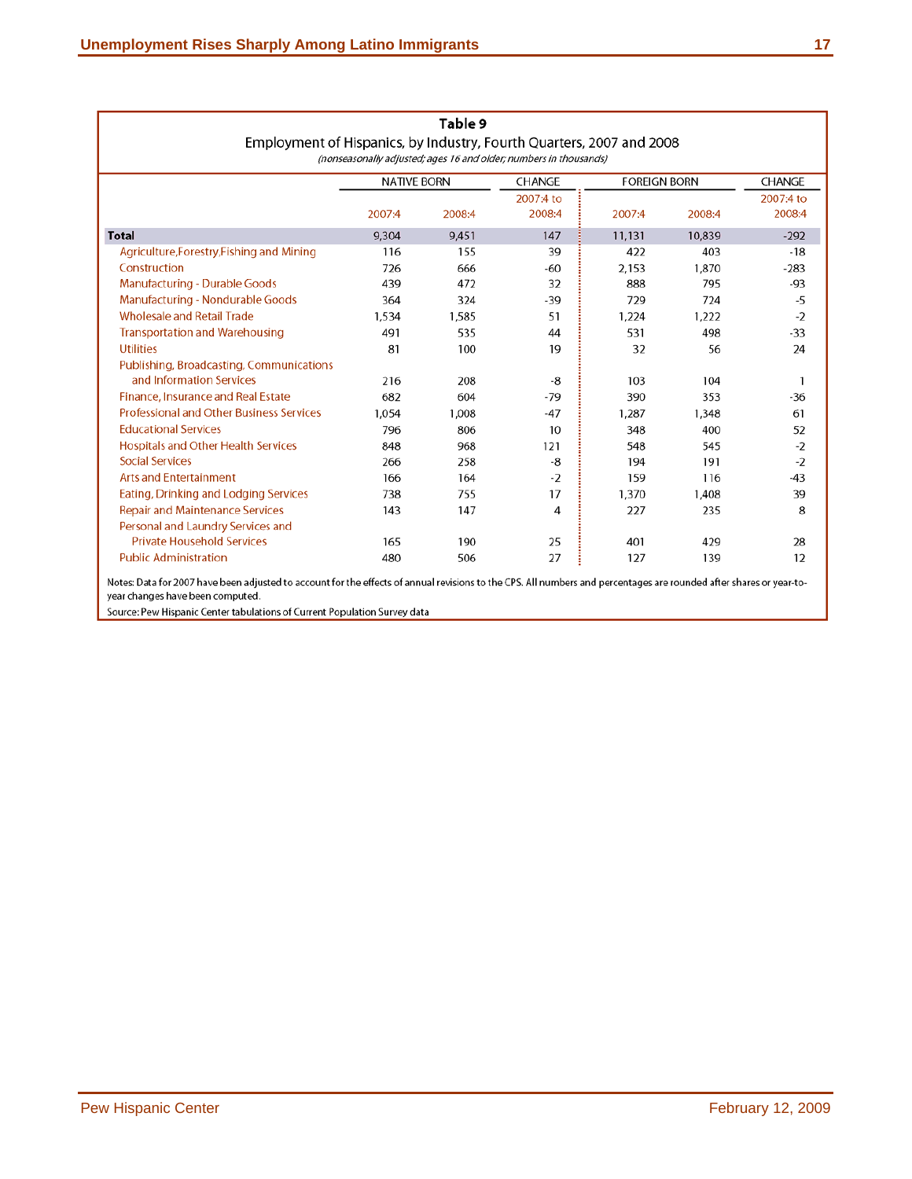**Table 9**

Employment of Hispanics, by Industry, Fourth Quarters, 2007 and 2008

*(nonseasonally adjusted; ages 16 and older; numbers in thousands)*

| | NATIVE BORN | | CHANGE | FOREIGN BORN | | CHANGE |
|---|---|---|---|---|---|---|
| | 2007:4 | 2008:4 | 2007:4 to 2008:4 | 2007:4 | 2008:4 | 2007:4 to 2008:4 |
| **Total** | 9,304 | 9,451 | 147 | 11,131 | 10,839 | -292 |
| Agriculture,Forestry,Fishing and Mining | 116 | 155 | 39 | 422 | 403 | -18 |
| Construction | 726 | 666 | -60 | 2,153 | 1,870 | -283 |
| Manufacturing - Durable Goods | 439 | 472 | 32 | 888 | 795 | -93 |
| Manufacturing - Nondurable Goods | 364 | 324 | -39 | 729 | 724 | -5 |
| Wholesale and Retail Trade | 1,534 | 1,585 | 51 | 1,224 | 1,222 | -2 |
| Transportation and Warehousing | 491 | 535 | 44 | 531 | 498 | -33 |
| Utilities | 81 | 100 | 19 | 32 | 56 | 24 |
| Publishing, Broadcasting, Communications and Information Services | 216 | 208 | -8 | 103 | 104 | 1 |
| Finance, Insurance and Real Estate | 682 | 604 | -79 | 390 | 353 | -36 |
| Professional and Other Business Services | 1,054 | 1,008 | -47 | 1,287 | 1,348 | 61 |
| Educational Services | 796 | 806 | 10 | 348 | 400 | 52 |
| Hospitals and Other Health Services | 848 | 968 | 121 | 548 | 545 | -2 |
| Social Services | 266 | 258 | -8 | 194 | 191 | -2 |
| Arts and Entertainment | 166 | 164 | -2 | 159 | 116 | -43 |
| Eating, Drinking and Lodging Services | 738 | 755 | 17 | 1,370 | 1,408 | 39 |
| Repair and Maintenance Services | 143 | 147 | 4 | 227 | 235 | 8 |
| Personal and Laundry Services and Private Household Services | 165 | 190 | 25 | 401 | 429 | 28 |
| Public Administration | 480 | 506 | 27 | 127 | 139 | 12 |

Notes: Data for 2007 have been adjusted to account for the effects of annual revisions to the CPS. All numbers and percentages are rounded after shares or year-to-year changes have been computed.

Source: Pew Hispanic Center tabulations of Current Population Survey data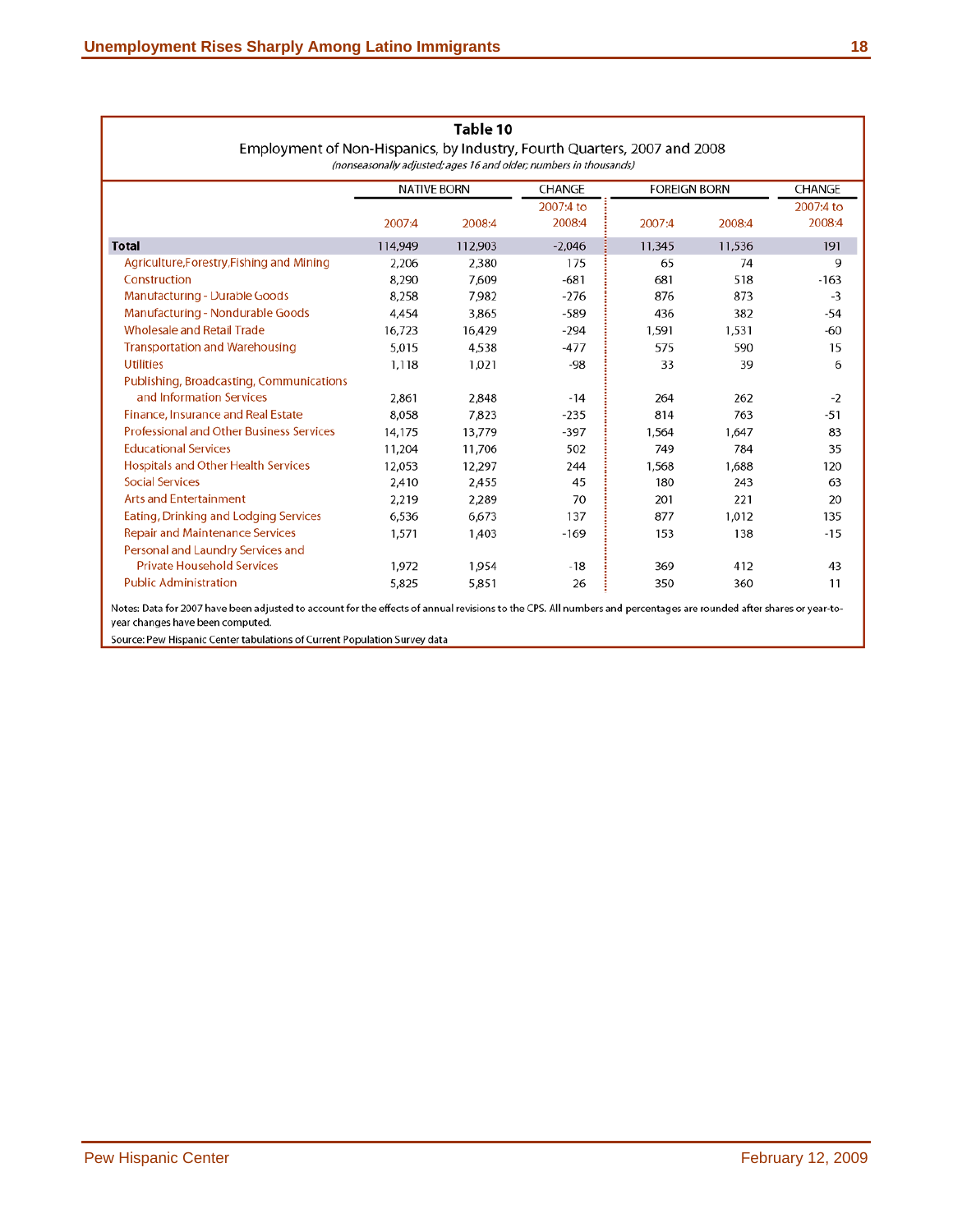**Table 10**

Employment of Non-Hispanics, by Industry, Fourth Quarters, 2007 and 2008

*(nonseasonally adjusted; ages 16 and older; numbers in thousands)*

| | NATIVE BORN | | CHANGE | FOREIGN BORN | | CHANGE |
|---|---|---|---|---|---|---|
| | 2007:4 | 2008:4 | 2007:4 to 2008:4 | 2007:4 | 2008:4 | 2007:4 to 2008:4 |
| **Total** | 114,949 | 112,903 | -2,046 | 11,345 | 11,536 | 191 |
| Agriculture,Forestry,Fishing and Mining | 2,206 | 2,380 | 175 | 65 | 74 | 9 |
| Construction | 8,290 | 7,609 | -681 | 681 | 518 | -163 |
| Manufacturing - Durable Goods | 8,258 | 7,982 | -276 | 876 | 873 | -3 |
| Manufacturing - Nondurable Goods | 4,454 | 3,865 | -589 | 436 | 382 | -54 |
| Wholesale and Retail Trade | 16,723 | 16,429 | -294 | 1,591 | 1,531 | -60 |
| Transportation and Warehousing | 5,015 | 4,538 | -477 | 575 | 590 | 15 |
| Utilities | 1,118 | 1,021 | -98 | 33 | 39 | 6 |
| Publishing, Broadcasting, Communications and Information Services | 2,861 | 2,848 | -14 | 264 | 262 | -2 |
| Finance, Insurance and Real Estate | 8,058 | 7,823 | -235 | 814 | 763 | -51 |
| Professional and Other Business Services | 14,175 | 13,779 | -397 | 1,564 | 1,647 | 83 |
| Educational Services | 11,204 | 11,706 | 502 | 749 | 784 | 35 |
| Hospitals and Other Health Services | 12,053 | 12,297 | 244 | 1,568 | 1,688 | 120 |
| Social Services | 2,410 | 2,455 | 45 | 180 | 243 | 63 |
| Arts and Entertainment | 2,219 | 2,289 | 70 | 201 | 221 | 20 |
| Eating, Drinking and Lodging Services | 6,536 | 6,673 | 137 | 877 | 1,012 | 135 |
| Repair and Maintenance Services | 1,571 | 1,403 | -169 | 153 | 138 | -15 |
| Personal and Laundry Services and Private Household Services | 1,972 | 1,954 | -18 | 369 | 412 | 43 |
| Public Administration | 5,825 | 5,851 | 26 | 350 | 360 | 11 |

Notes: Data for 2007 have been adjusted to account for the effects of annual revisions to the CPS. All numbers and percentages are rounded after shares or year-to-year changes have been computed.

Source: Pew Hispanic Center tabulations of Current Population Survey data